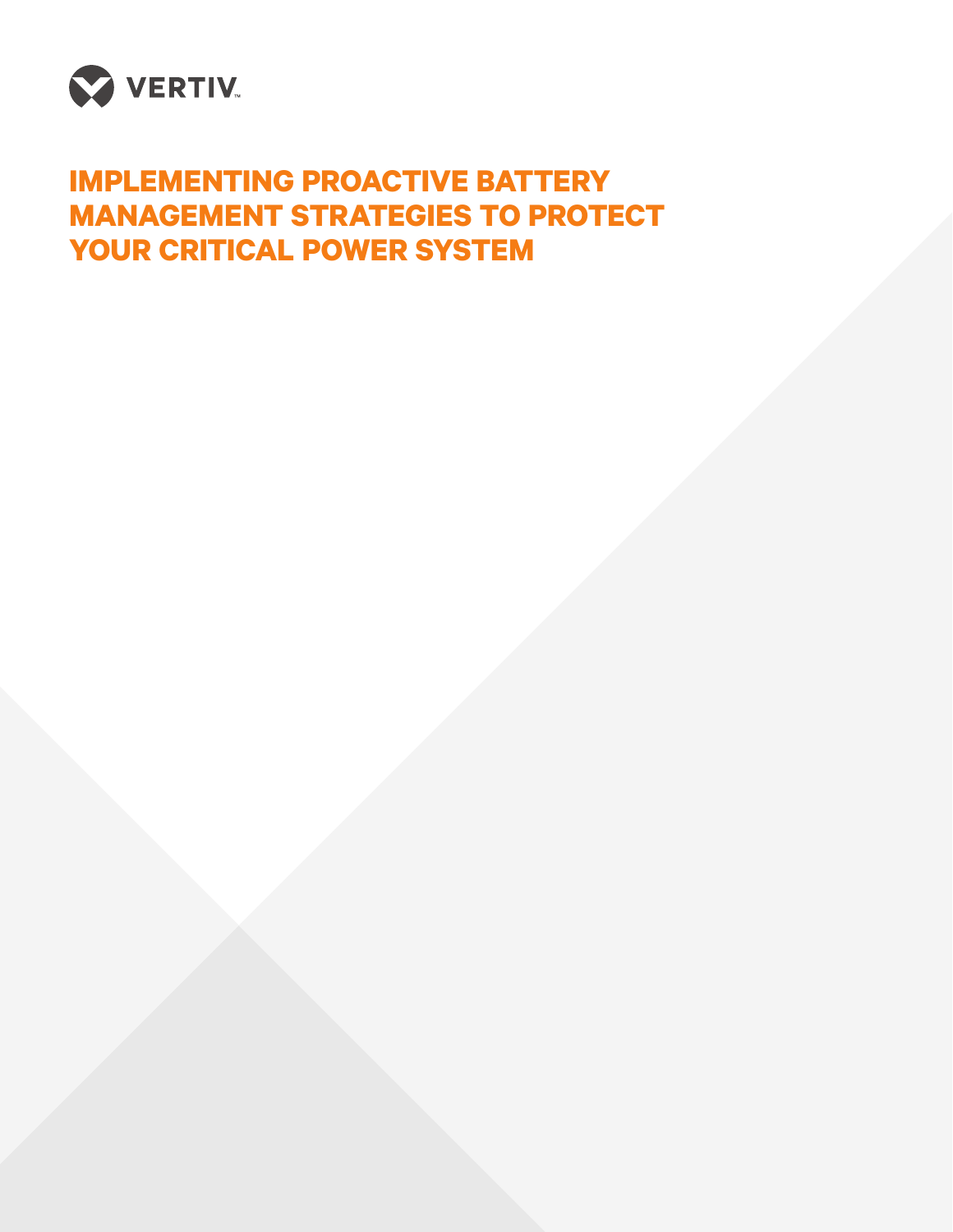VERTIV

# IMPLEMENTING PROACTIVE BATTERY MANAGEMENT STRATEGIES TO PROTECT YOUR CRITICAL POWER SYSTEM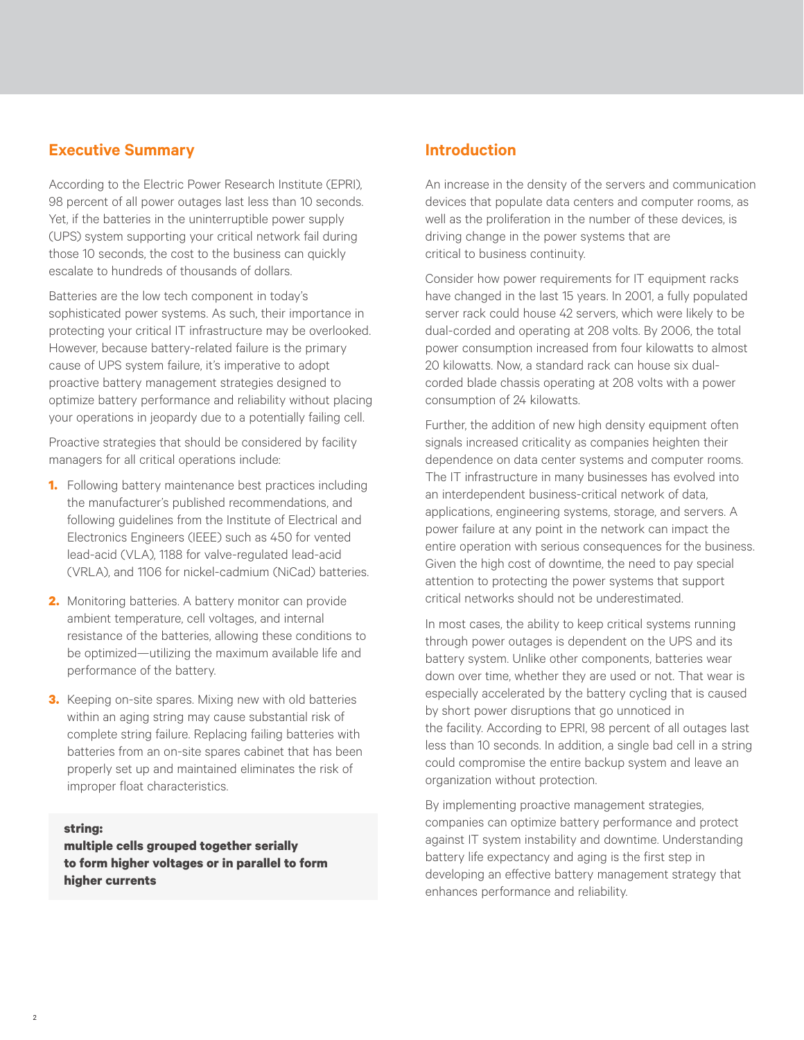## Executive Summary

According to the Electric Power Research Institute (EPRI), 98 percent of all power outages last less than 10 seconds. Yet, if the batteries in the uninterruptible power supply (UPS) system supporting your critical network fail during those 10 seconds, the cost to the business can quickly escalate to hundreds of thousands of dollars.

Batteries are the low tech component in today's sophisticated power systems. As such, their importance in protecting your critical IT infrastructure may be overlooked. However, because battery-related failure is the primary cause of UPS system failure, it's imperative to adopt proactive battery management strategies designed to optimize battery performance and reliability without placing your operations in jeopardy due to a potentially failing cell.

Proactive strategies that should be considered by facility managers for all critical operations include:

1. Following battery maintenance best practices including the manufacturer's published recommendations, and following guidelines from the Institute of Electrical and Electronics Engineers (IEEE) such as 450 for vented lead-acid (VLA), 1188 for valve-regulated lead-acid (VRLA), and 1106 for nickel-cadmium (NiCad) batteries.
2. Monitoring batteries. A battery monitor can provide ambient temperature, cell voltages, and internal resistance of the batteries, allowing these conditions to be optimized—utilizing the maximum available life and performance of the battery.
3. Keeping on-site spares. Mixing new with old batteries within an aging string may cause substantial risk of complete string failure. Replacing failing batteries with batteries from an on-site spares cabinet that has been properly set up and maintained eliminates the risk of improper float characteristics.

> **string:**
> **multiple cells grouped together serially to form higher voltages or in parallel to form higher currents**

## Introduction

An increase in the density of the servers and communication devices that populate data centers and computer rooms, as well as the proliferation in the number of these devices, is driving change in the power systems that are critical to business continuity.

Consider how power requirements for IT equipment racks have changed in the last 15 years. In 2001, a fully populated server rack could house 42 servers, which were likely to be dual-corded and operating at 208 volts. By 2006, the total power consumption increased from four kilowatts to almost 20 kilowatts. Now, a standard rack can house six dual-corded blade chassis operating at 208 volts with a power consumption of 24 kilowatts.

Further, the addition of new high density equipment often signals increased criticality as companies heighten their dependence on data center systems and computer rooms. The IT infrastructure in many businesses has evolved into an interdependent business-critical network of data, applications, engineering systems, storage, and servers. A power failure at any point in the network can impact the entire operation with serious consequences for the business. Given the high cost of downtime, the need to pay special attention to protecting the power systems that support critical networks should not be underestimated.

In most cases, the ability to keep critical systems running through power outages is dependent on the UPS and its battery system. Unlike other components, batteries wear down over time, whether they are used or not. That wear is especially accelerated by the battery cycling that is caused by short power disruptions that go unnoticed in the facility. According to EPRI, 98 percent of all outages last less than 10 seconds. In addition, a single bad cell in a string could compromise the entire backup system and leave an organization without protection.

By implementing proactive management strategies, companies can optimize battery performance and protect against IT system instability and downtime. Understanding battery life expectancy and aging is the first step in developing an effective battery management strategy that enhances performance and reliability.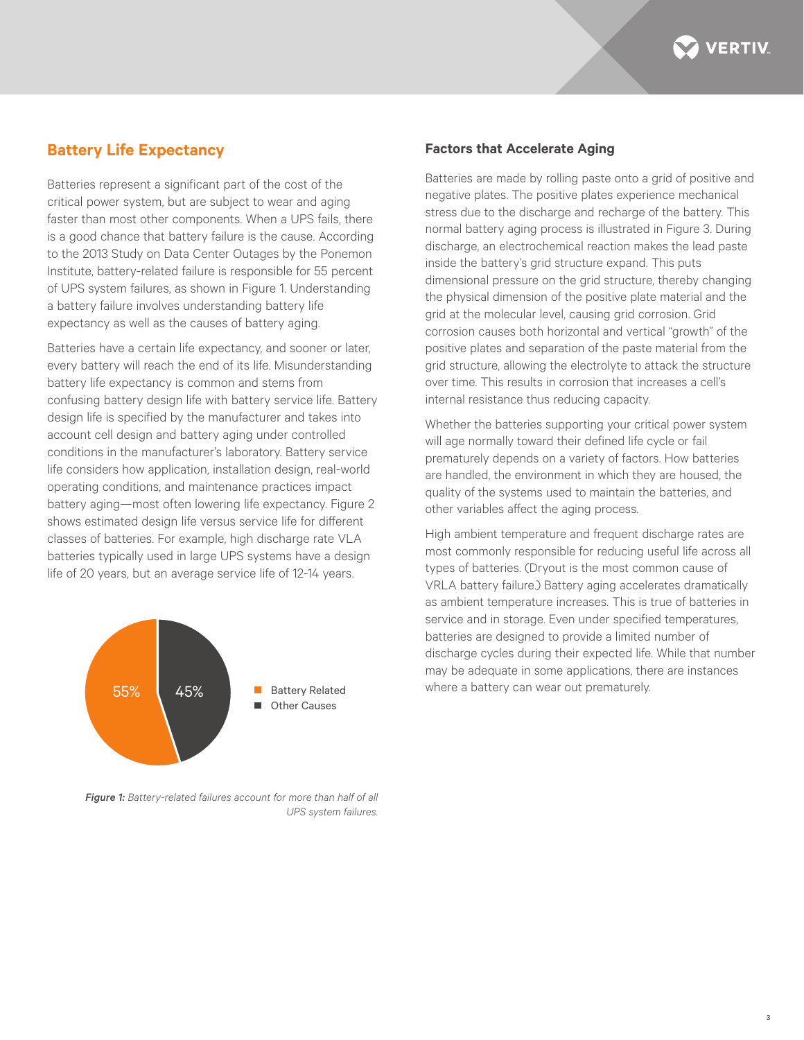## Battery Life Expectancy

Batteries represent a significant part of the cost of the critical power system, but are subject to wear and aging faster than most other components. When a UPS fails, there is a good chance that battery failure is the cause. According to the 2013 Study on Data Center Outages by the Ponemon Institute, battery-related failure is responsible for 55 percent of UPS system failures, as shown in Figure 1. Understanding a battery failure involves understanding battery life expectancy as well as the causes of battery aging.

Batteries have a certain life expectancy, and sooner or later, every battery will reach the end of its life. Misunderstanding battery life expectancy is common and stems from confusing battery design life with battery service life. Battery design life is specified by the manufacturer and takes into account cell design and battery aging under controlled conditions in the manufacturer's laboratory. Battery service life considers how application, installation design, real-world operating conditions, and maintenance practices impact battery aging—most often lowering life expectancy. Figure 2 shows estimated design life versus service life for different classes of batteries. For example, high discharge rate VLA batteries typically used in large UPS systems have a design life of 20 years, but an average service life of 12-14 years.

55% Battery Related
45% Other Causes

***Figure 1:*** *Battery-related failures account for more than half of all UPS system failures.*

### Factors that Accelerate Aging

Batteries are made by rolling paste onto a grid of positive and negative plates. The positive plates experience mechanical stress due to the discharge and recharge of the battery. This normal battery aging process is illustrated in Figure 3. During discharge, an electrochemical reaction makes the lead paste inside the battery's grid structure expand. This puts dimensional pressure on the grid structure, thereby changing the physical dimension of the positive plate material and the grid at the molecular level, causing grid corrosion. Grid corrosion causes both horizontal and vertical "growth" of the positive plates and separation of the paste material from the grid structure, allowing the electrolyte to attack the structure over time. This results in corrosion that increases a cell's internal resistance thus reducing capacity.

Whether the batteries supporting your critical power system will age normally toward their defined life cycle or fail prematurely depends on a variety of factors. How batteries are handled, the environment in which they are housed, the quality of the systems used to maintain the batteries, and other variables affect the aging process.

High ambient temperature and frequent discharge rates are most commonly responsible for reducing useful life across all types of batteries. (Dryout is the most common cause of VRLA battery failure.) Battery aging accelerates dramatically as ambient temperature increases. This is true of batteries in service and in storage. Even under specified temperatures, batteries are designed to provide a limited number of discharge cycles during their expected life. While that number may be adequate in some applications, there are instances where a battery can wear out prematurely.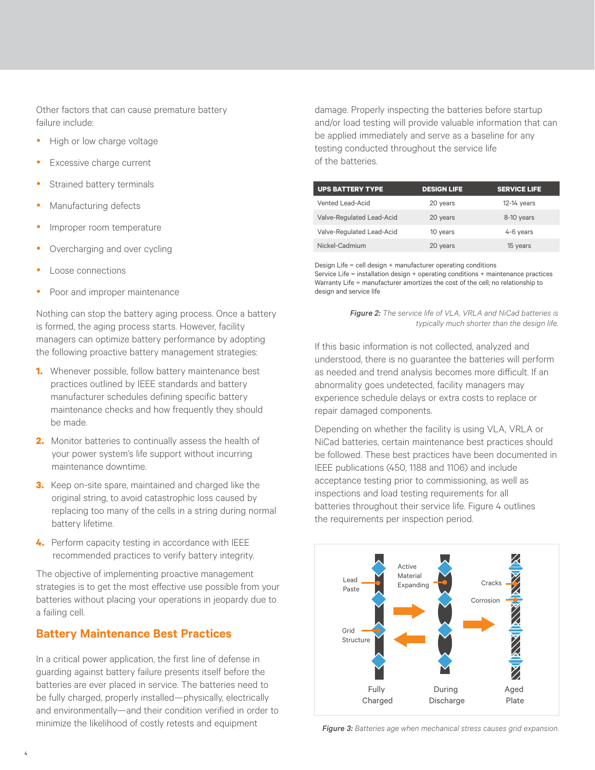Other factors that can cause premature battery failure include:

- High or low charge voltage
- Excessive charge current
- Strained battery terminals
- Manufacturing defects
- Improper room temperature
- Overcharging and over cycling
- Loose connections
- Poor and improper maintenance

Nothing can stop the battery aging process. Once a battery is formed, the aging process starts. However, facility managers can optimize battery performance by adopting the following proactive battery management strategies:

1. Whenever possible, follow battery maintenance best practices outlined by IEEE standards and battery manufacturer schedules defining specific battery maintenance checks and how frequently they should be made.
2. Monitor batteries to continually assess the health of your power system's life support without incurring maintenance downtime.
3. Keep on-site spare, maintained and charged like the original string, to avoid catastrophic loss caused by replacing too many of the cells in a string during normal battery lifetime.
4. Perform capacity testing in accordance with IEEE recommended practices to verify battery integrity.

The objective of implementing proactive management strategies is to get the most effective use possible from your batteries without placing your operations in jeopardy due to a failing cell.

## Battery Maintenance Best Practices

In a critical power application, the first line of defense in guarding against battery failure presents itself before the batteries are ever placed in service. The batteries need to be fully charged, properly installed—physically, electrically and environmentally—and their condition verified in order to minimize the likelihood of costly retests and equipment damage. Properly inspecting the batteries before startup and/or load testing will provide valuable information that can be applied immediately and serve as a baseline for any testing conducted throughout the service life of the batteries.

| UPS BATTERY TYPE | DESIGN LIFE | SERVICE LIFE |
|---|---|---|
| Vented Lead-Acid | 20 years | 12-14 years |
| Valve-Regulated Lead-Acid | 20 years | 8-10 years |
| Valve-Regulated Lead-Acid | 10 years | 4-6 years |
| Nickel-Cadmium | 20 years | 15 years |

Design Life = cell design + manufacturer operating conditions
Service Life = installation design + operating conditions + maintenance practices
Warranty Life = manufacturer amortizes the cost of the cell; no relationship to design and service life

***Figure 2:*** *The service life of VLA, VRLA and NiCad batteries is typically much shorter than the design life.*

If this basic information is not collected, analyzed and understood, there is no guarantee the batteries will perform as needed and trend analysis becomes more difficult. If an abnormality goes undetected, facility managers may experience schedule delays or extra costs to replace or repair damaged components.

Depending on whether the facility is using VLA, VRLA or NiCad batteries, certain maintenance best practices should be followed. These best practices have been documented in IEEE publications (450, 1188 and 1106) and include acceptance testing prior to commissioning, as well as inspections and load testing requirements for all batteries throughout their service life. Figure 4 outlines the requirements per inspection period.

***Figure 3:*** *Batteries age when mechanical stress causes grid expansion.*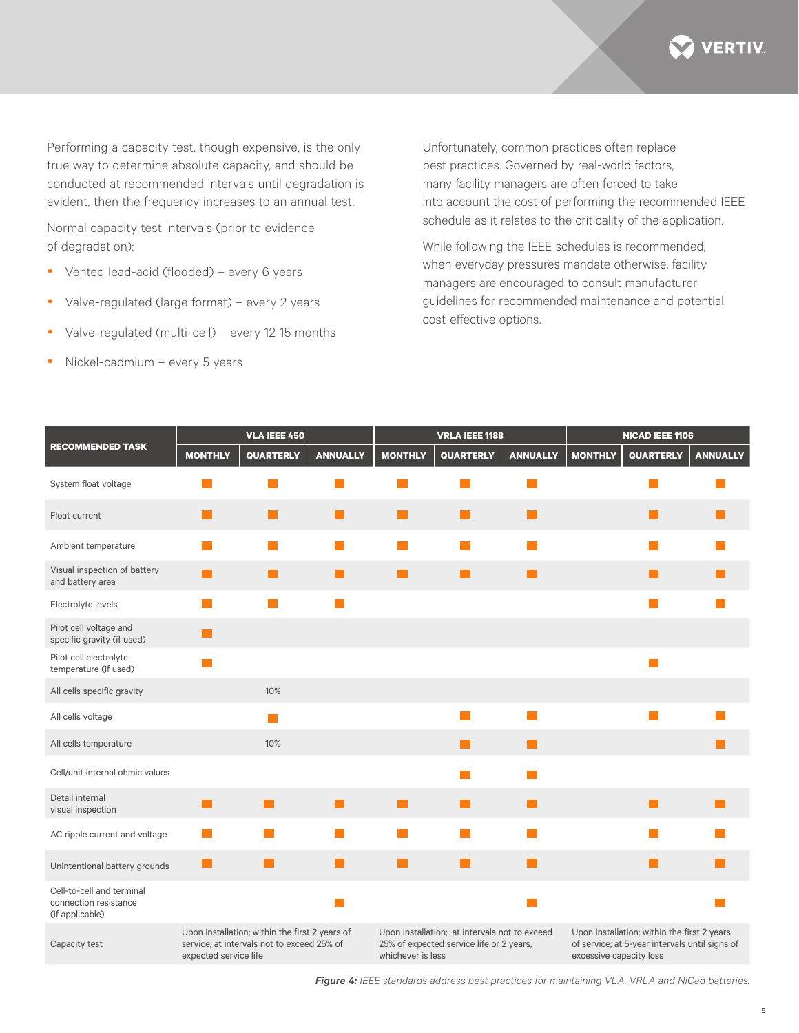Performing a capacity test, though expensive, is the only true way to determine absolute capacity, and should be conducted at recommended intervals until degradation is evident, then the frequency increases to an annual test.

Normal capacity test intervals (prior to evidence of degradation):

- Vented lead-acid (flooded) – every 6 years
- Valve-regulated (large format) – every 2 years
- Valve-regulated (multi-cell) – every 12-15 months
- Nickel-cadmium – every 5 years

Unfortunately, common practices often replace best practices. Governed by real-world factors, many facility managers are often forced to take into account the cost of performing the recommended IEEE schedule as it relates to the criticality of the application.

While following the IEEE schedules is recommended, when everyday pressures mandate otherwise, facility managers are encouraged to consult manufacturer guidelines for recommended maintenance and potential cost-effective options.

| RECOMMENDED TASK | VLA IEEE 450 | | | VRLA IEEE 1188 | | | NICAD IEEE 1106 | | |
|---|---|---|---|---|---|---|---|---|---|
| | MONTHLY | QUARTERLY | ANNUALLY | MONTHLY | QUARTERLY | ANNUALLY | MONTHLY | QUARTERLY | ANNUALLY |
| System float voltage | ■ | ■ | ■ | ■ | ■ | ■ | | ■ | ■ |
| Float current | ■ | ■ | ■ | ■ | ■ | ■ | | ■ | ■ |
| Ambient temperature | ■ | ■ | ■ | ■ | ■ | ■ | | ■ | ■ |
| Visual inspection of battery and battery area | ■ | ■ | ■ | ■ | ■ | ■ | | ■ | ■ |
| Electrolyte levels | ■ | ■ | ■ | | | | | ■ | ■ |
| Pilot cell voltage and specific gravity (if used) | ■ | | | | | | | | |
| Pilot cell electrolyte temperature (if used) | ■ | | | | | | | ■ | |
| All cells specific gravity | | 10% | | | | | | | |
| All cells voltage | | ■ | | | ■ | ■ | | ■ | ■ |
| All cells temperature | | 10% | | | ■ | ■ | | | ■ |
| Cell/unit internal ohmic values | | | | | ■ | ■ | | | |
| Detail internal visual inspection | ■ | ■ | ■ | ■ | ■ | ■ | | ■ | ■ |
| AC ripple current and voltage | ■ | ■ | ■ | ■ | ■ | ■ | | ■ | ■ |
| Unintentional battery grounds | ■ | ■ | ■ | ■ | ■ | ■ | | ■ | ■ |
| Cell-to-cell and terminal connection resistance (if applicable) | | | ■ | | | ■ | | | ■ |
| Capacity test | Upon installation; within the first 2 years of service; at intervals not to exceed 25% of expected service life | | | Upon installation; at intervals not to exceed 25% of expected service life or 2 years, whichever is less | | | Upon installation; within the first 2 years of service; at 5-year intervals until signs of excessive capacity loss | | |

***Figure 4:*** *IEEE standards address best practices for maintaining VLA, VRLA and NiCad batteries.*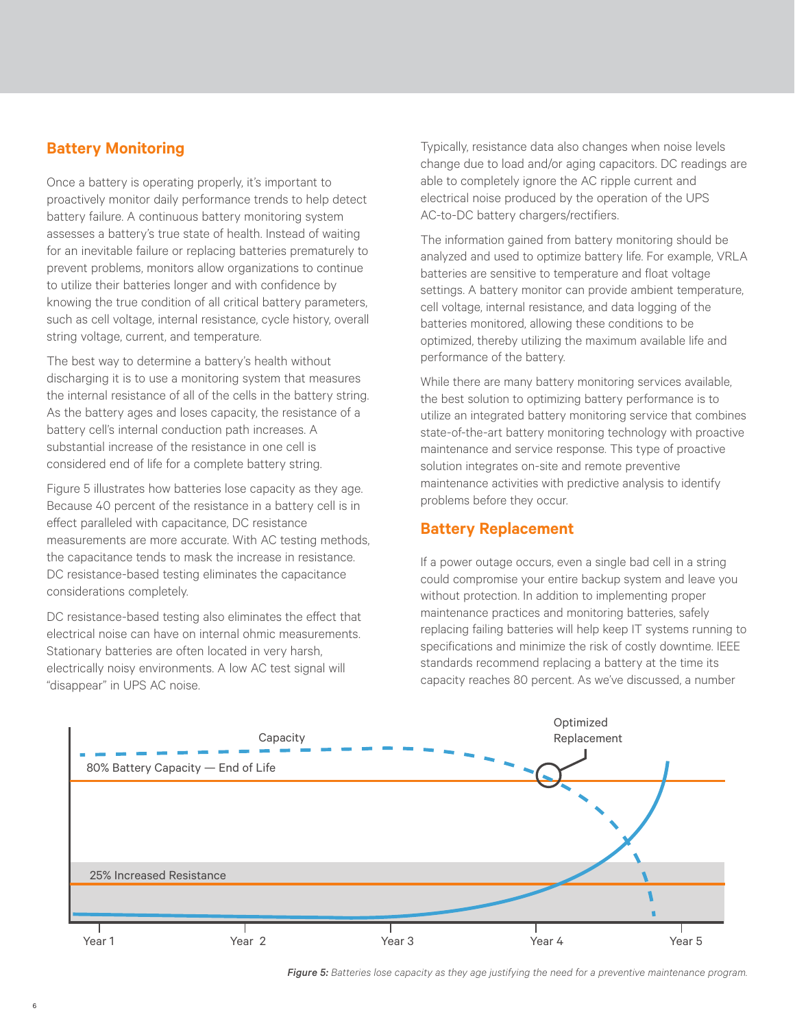## Battery Monitoring

Once a battery is operating properly, it's important to proactively monitor daily performance trends to help detect battery failure. A continuous battery monitoring system assesses a battery's true state of health. Instead of waiting for an inevitable failure or replacing batteries prematurely to prevent problems, monitors allow organizations to continue to utilize their batteries longer and with confidence by knowing the true condition of all critical battery parameters, such as cell voltage, internal resistance, cycle history, overall string voltage, current, and temperature.

The best way to determine a battery's health without discharging it is to use a monitoring system that measures the internal resistance of all of the cells in the battery string. As the battery ages and loses capacity, the resistance of a battery cell's internal conduction path increases. A substantial increase of the resistance in one cell is considered end of life for a complete battery string.

Figure 5 illustrates how batteries lose capacity as they age. Because 40 percent of the resistance in a battery cell is in effect paralleled with capacitance, DC resistance measurements are more accurate. With AC testing methods, the capacitance tends to mask the increase in resistance. DC resistance-based testing eliminates the capacitance considerations completely.

DC resistance-based testing also eliminates the effect that electrical noise can have on internal ohmic measurements. Stationary batteries are often located in very harsh, electrically noisy environments. A low AC test signal will "disappear" in UPS AC noise.

Typically, resistance data also changes when noise levels change due to load and/or aging capacitors. DC readings are able to completely ignore the AC ripple current and electrical noise produced by the operation of the UPS AC-to-DC battery chargers/rectifiers.

The information gained from battery monitoring should be analyzed and used to optimize battery life. For example, VRLA batteries are sensitive to temperature and float voltage settings. A battery monitor can provide ambient temperature, cell voltage, internal resistance, and data logging of the batteries monitored, allowing these conditions to be optimized, thereby utilizing the maximum available life and performance of the battery.

While there are many battery monitoring services available, the best solution to optimizing battery performance is to utilize an integrated battery monitoring service that combines state-of-the-art battery monitoring technology with proactive maintenance and service response. This type of proactive solution integrates on-site and remote preventive maintenance activities with predictive analysis to identify problems before they occur.

## Battery Replacement

If a power outage occurs, even a single bad cell in a string could compromise your entire backup system and leave you without protection. In addition to implementing proper maintenance practices and monitoring batteries, safely replacing failing batteries will help keep IT systems running to specifications and minimize the risk of costly downtime. IEEE standards recommend replacing a battery at the time its capacity reaches 80 percent. As we've discussed, a number

Capacity

Optimized Replacement

80% Battery Capacity — End of Life

25% Increased Resistance

Year 1 Year 2 Year 3 Year 4 Year 5

***Figure 5:*** *Batteries lose capacity as they age justifying the need for a preventive maintenance program.*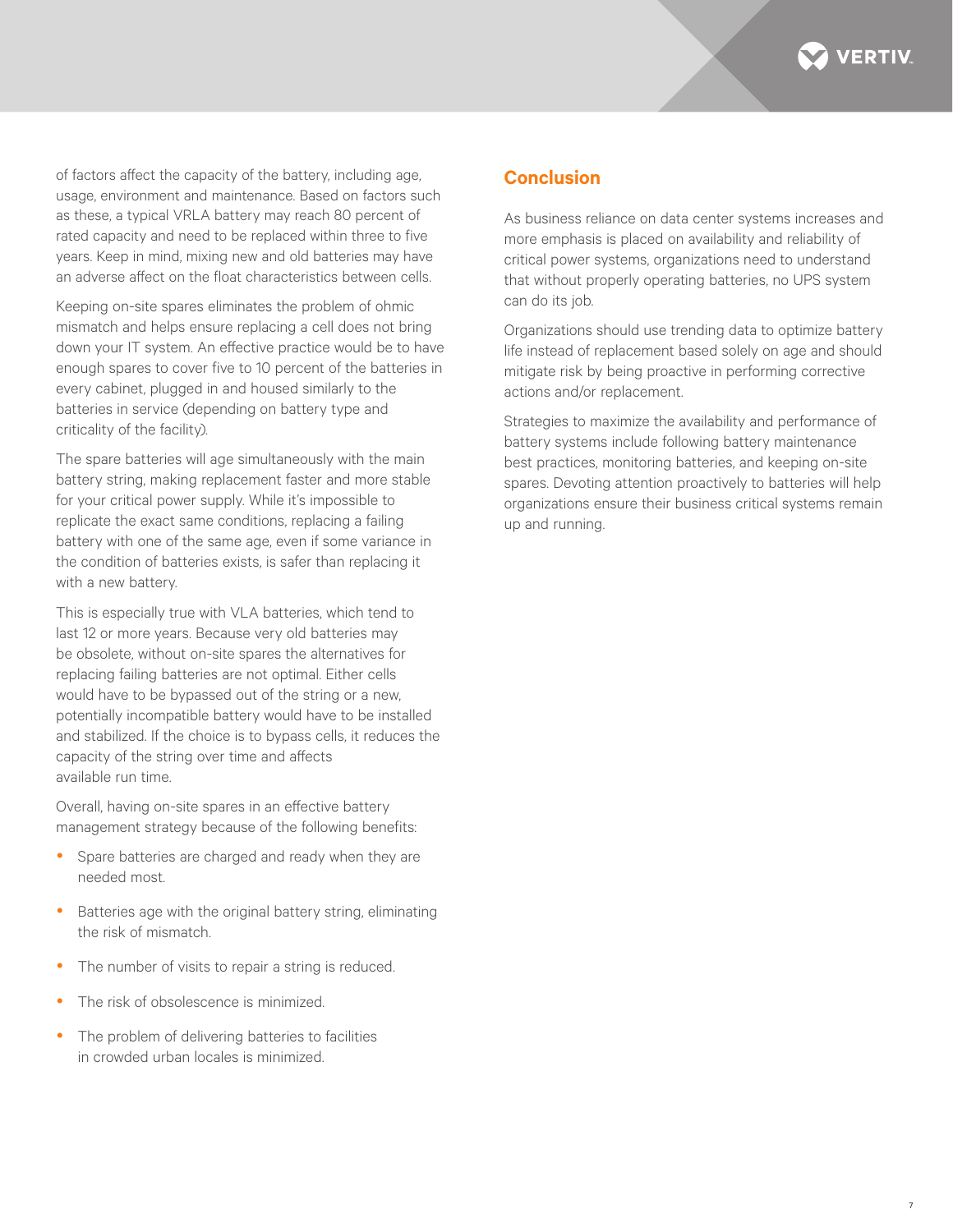of factors affect the capacity of the battery, including age, usage, environment and maintenance. Based on factors such as these, a typical VRLA battery may reach 80 percent of rated capacity and need to be replaced within three to five years. Keep in mind, mixing new and old batteries may have an adverse affect on the float characteristics between cells.

Keeping on-site spares eliminates the problem of ohmic mismatch and helps ensure replacing a cell does not bring down your IT system. An effective practice would be to have enough spares to cover five to 10 percent of the batteries in every cabinet, plugged in and housed similarly to the batteries in service (depending on battery type and criticality of the facility).

The spare batteries will age simultaneously with the main battery string, making replacement faster and more stable for your critical power supply. While it's impossible to replicate the exact same conditions, replacing a failing battery with one of the same age, even if some variance in the condition of batteries exists, is safer than replacing it with a new battery.

This is especially true with VLA batteries, which tend to last 12 or more years. Because very old batteries may be obsolete, without on-site spares the alternatives for replacing failing batteries are not optimal. Either cells would have to be bypassed out of the string or a new, potentially incompatible battery would have to be installed and stabilized. If the choice is to bypass cells, it reduces the capacity of the string over time and affects available run time.

Overall, having on-site spares in an effective battery management strategy because of the following benefits:

- Spare batteries are charged and ready when they are needed most.
- Batteries age with the original battery string, eliminating the risk of mismatch.
- The number of visits to repair a string is reduced.
- The risk of obsolescence is minimized.
- The problem of delivering batteries to facilities in crowded urban locales is minimized.

## Conclusion

As business reliance on data center systems increases and more emphasis is placed on availability and reliability of critical power systems, organizations need to understand that without properly operating batteries, no UPS system can do its job.

Organizations should use trending data to optimize battery life instead of replacement based solely on age and should mitigate risk by being proactive in performing corrective actions and/or replacement.

Strategies to maximize the availability and performance of battery systems include following battery maintenance best practices, monitoring batteries, and keeping on-site spares. Devoting attention proactively to batteries will help organizations ensure their business critical systems remain up and running.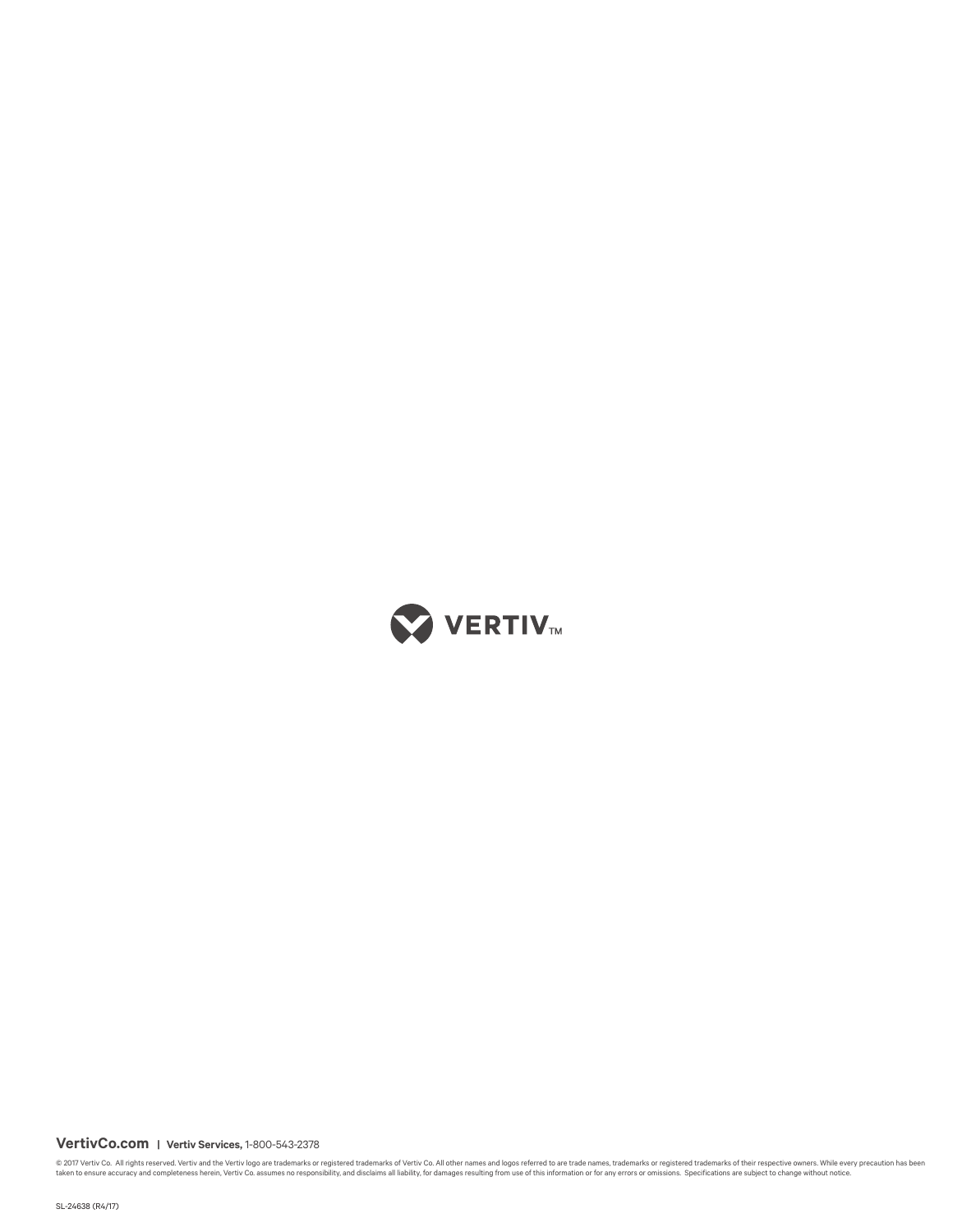VERTIV™

**VertivCo.com** | **Vertiv Services,** 1-800-543-2378

© 2017 Vertiv Co. All rights reserved. Vertiv and the Vertiv logo are trademarks or registered trademarks of Vertiv Co. All other names and logos referred to are trade names, trademarks or registered trademarks of their respective owners. While every precaution has been taken to ensure accuracy and completeness herein, Vertiv Co. assumes no responsibility, and disclaims all liability, for damages resulting from use of this information or for any errors or omissions. Specifications are subject to change without notice.

SL-24638 (R4/17)